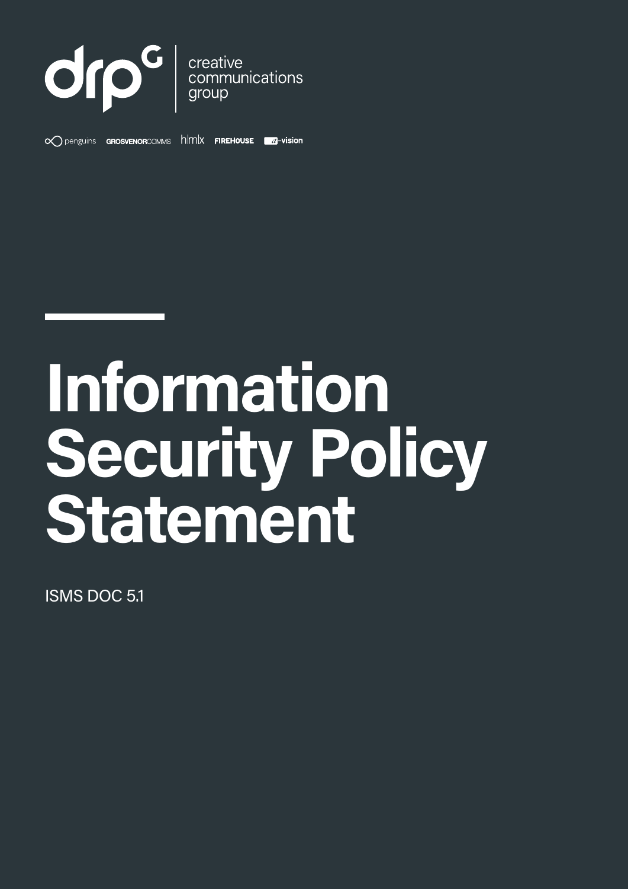drpG | creative communications group

penguins GROSVENORCOMMS hlmlx FIREHOUSE -vision

# Information Security Policy Statement

ISMS DOC 5.1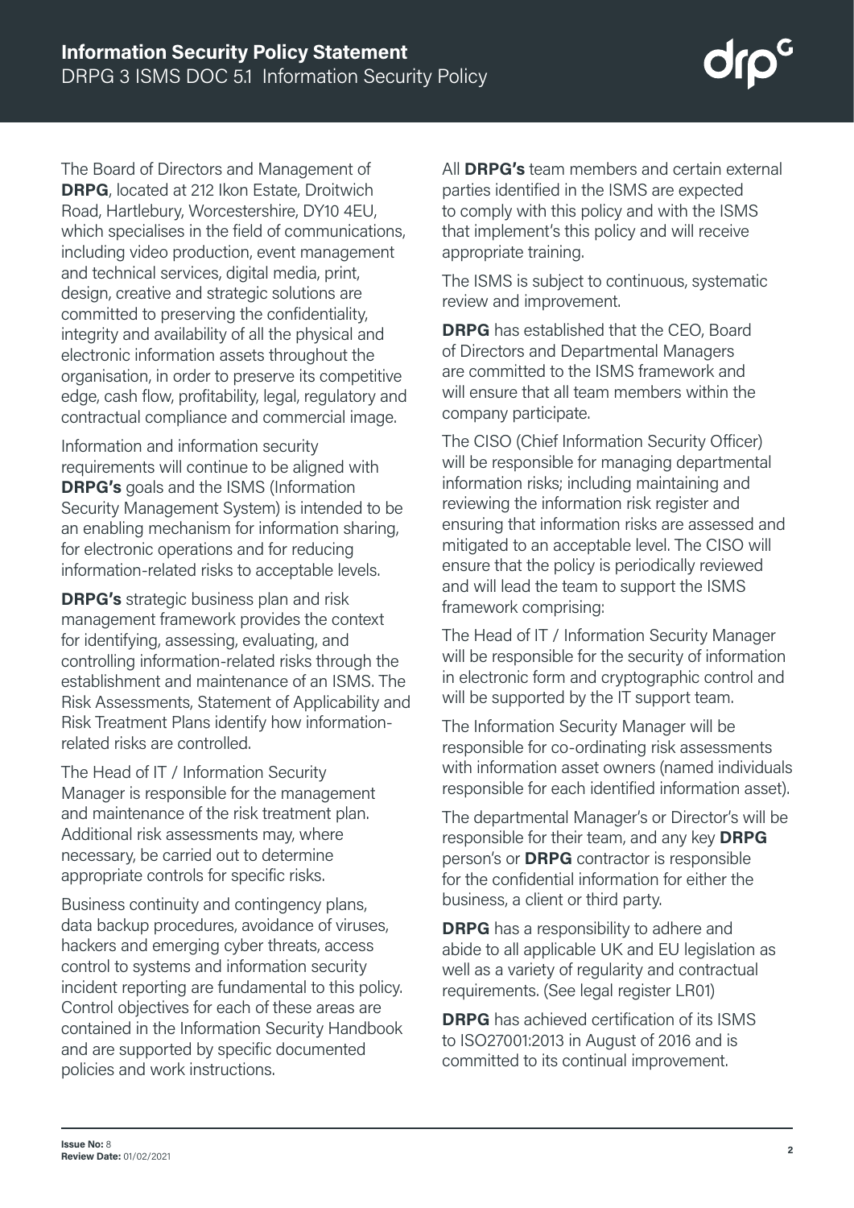# Information Security Policy Statement

DRPG 3 ISMS DOC 5.1 Information Security Policy

The Board of Directors and Management of **DRPG**, located at 212 Ikon Estate, Droitwich Road, Hartlebury, Worcestershire, DY10 4EU, which specialises in the field of communications, including video production, event management and technical services, digital media, print, design, creative and strategic solutions are committed to preserving the confidentiality, integrity and availability of all the physical and electronic information assets throughout the organisation, in order to preserve its competitive edge, cash flow, profitability, legal, regulatory and contractual compliance and commercial image.

Information and information security requirements will continue to be aligned with **DRPG's** goals and the ISMS (Information Security Management System) is intended to be an enabling mechanism for information sharing, for electronic operations and for reducing information-related risks to acceptable levels.

**DRPG's** strategic business plan and risk management framework provides the context for identifying, assessing, evaluating, and controlling information-related risks through the establishment and maintenance of an ISMS. The Risk Assessments, Statement of Applicability and Risk Treatment Plans identify how information-related risks are controlled.

The Head of IT / Information Security Manager is responsible for the management and maintenance of the risk treatment plan. Additional risk assessments may, where necessary, be carried out to determine appropriate controls for specific risks.

Business continuity and contingency plans, data backup procedures, avoidance of viruses, hackers and emerging cyber threats, access control to systems and information security incident reporting are fundamental to this policy. Control objectives for each of these areas are contained in the Information Security Handbook and are supported by specific documented policies and work instructions.

All **DRPG's** team members and certain external parties identified in the ISMS are expected to comply with this policy and with the ISMS that implement's this policy and will receive appropriate training.

The ISMS is subject to continuous, systematic review and improvement.

**DRPG** has established that the CEO, Board of Directors and Departmental Managers are committed to the ISMS framework and will ensure that all team members within the company participate.

The CISO (Chief Information Security Officer) will be responsible for managing departmental information risks; including maintaining and reviewing the information risk register and ensuring that information risks are assessed and mitigated to an acceptable level. The CISO will ensure that the policy is periodically reviewed and will lead the team to support the ISMS framework comprising:

The Head of IT / Information Security Manager will be responsible for the security of information in electronic form and cryptographic control and will be supported by the IT support team.

The Information Security Manager will be responsible for co-ordinating risk assessments with information asset owners (named individuals responsible for each identified information asset).

The departmental Manager's or Director's will be responsible for their team, and any key **DRPG** person's or **DRPG** contractor is responsible for the confidential information for either the business, a client or third party.

**DRPG** has a responsibility to adhere and abide to all applicable UK and EU legislation as well as a variety of regularity and contractual requirements. (See legal register LR01)

**DRPG** has achieved certification of its ISMS to ISO27001:2013 in August of 2016 and is committed to its continual improvement.

**Issue No:** 8
**Review Date:** 01/02/2021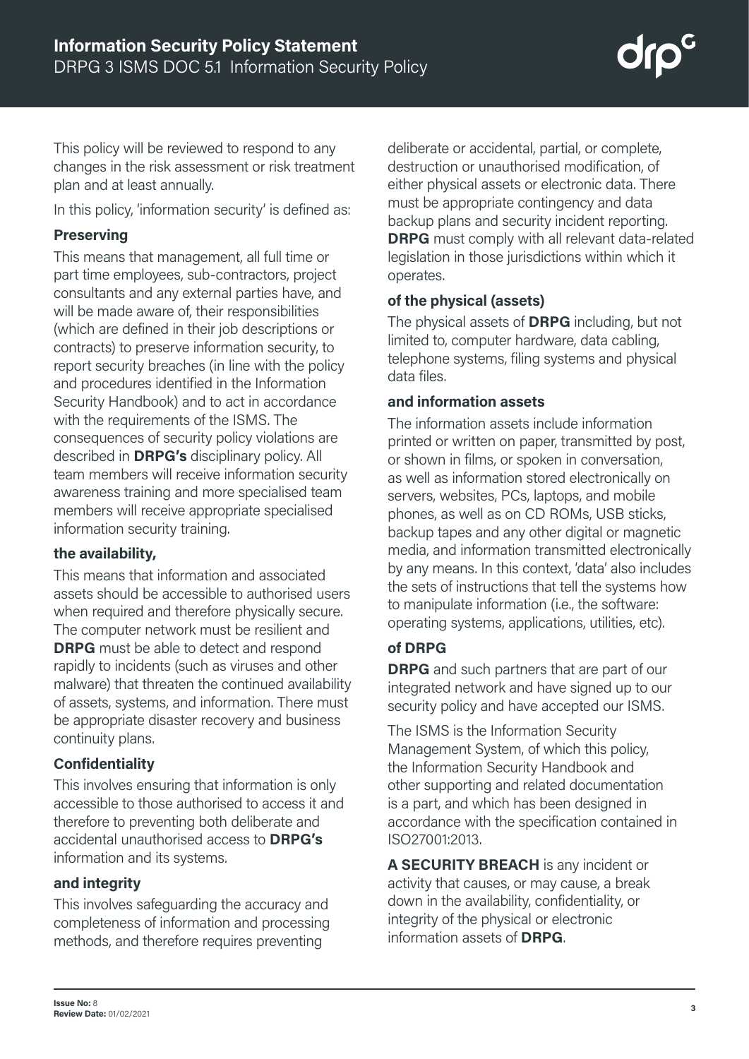This policy will be reviewed to respond to any changes in the risk assessment or risk treatment plan and at least annually.

In this policy, 'information security' is defined as:

**Preserving**

This means that management, all full time or part time employees, sub-contractors, project consultants and any external parties have, and will be made aware of, their responsibilities (which are defined in their job descriptions or contracts) to preserve information security, to report security breaches (in line with the policy and procedures identified in the Information Security Handbook) and to act in accordance with the requirements of the ISMS. The consequences of security policy violations are described in **DRPG's** disciplinary policy. All team members will receive information security awareness training and more specialised team members will receive appropriate specialised information security training.

**the availability,**

This means that information and associated assets should be accessible to authorised users when required and therefore physically secure. The computer network must be resilient and **DRPG** must be able to detect and respond rapidly to incidents (such as viruses and other malware) that threaten the continued availability of assets, systems, and information. There must be appropriate disaster recovery and business continuity plans.

**Confidentiality**

This involves ensuring that information is only accessible to those authorised to access it and therefore to preventing both deliberate and accidental unauthorised access to **DRPG's** information and its systems.

**and integrity**

This involves safeguarding the accuracy and completeness of information and processing methods, and therefore requires preventing deliberate or accidental, partial, or complete, destruction or unauthorised modification, of either physical assets or electronic data. There must be appropriate contingency and data backup plans and security incident reporting. **DRPG** must comply with all relevant data-related legislation in those jurisdictions within which it operates.

**of the physical (assets)**

The physical assets of **DRPG** including, but not limited to, computer hardware, data cabling, telephone systems, filing systems and physical data files.

**and information assets**

The information assets include information printed or written on paper, transmitted by post, or shown in films, or spoken in conversation, as well as information stored electronically on servers, websites, PCs, laptops, and mobile phones, as well as on CD ROMs, USB sticks, backup tapes and any other digital or magnetic media, and information transmitted electronically by any means. In this context, 'data' also includes the sets of instructions that tell the systems how to manipulate information (i.e., the software: operating systems, applications, utilities, etc).

**of DRPG**

**DRPG** and such partners that are part of our integrated network and have signed up to our security policy and have accepted our ISMS.

The ISMS is the Information Security Management System, of which this policy, the Information Security Handbook and other supporting and related documentation is a part, and which has been designed in accordance with the specification contained in ISO27001:2013.

**A SECURITY BREACH** is any incident or activity that causes, or may cause, a break down in the availability, confidentiality, or integrity of the physical or electronic information assets of **DRPG**.